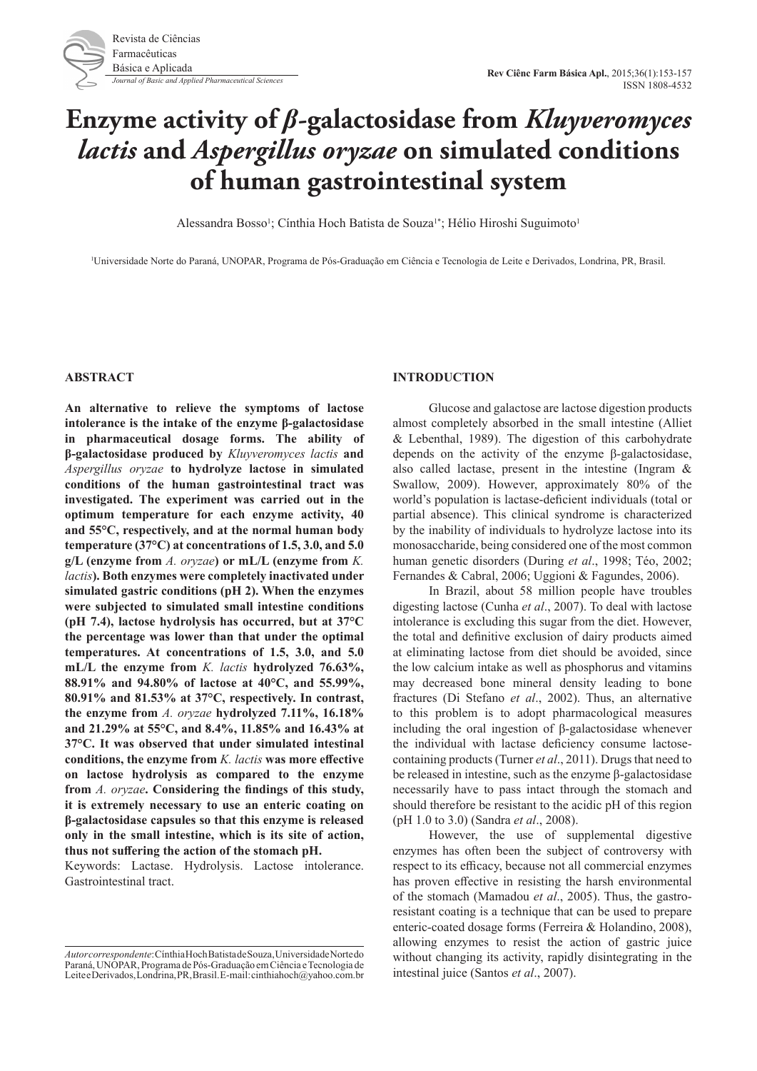# Enzyme activity of *β*-galactosidase from *Kluyveromyces lactis* and *Aspergillus oryzae* on simulated conditions of human gastrointestinal system

Alessandra Bosso[1]; Cínthia Hoch Batista de Souza[1*]; Hélio Hiroshi Suguimoto[1]

[1]Universidade Norte do Paraná, UNOPAR, Programa de Pós-Graduação em Ciência e Tecnologia de Leite e Derivados, Londrina, PR, Brasil.

## ABSTRACT

**An alternative to relieve the symptoms of lactose intolerance is the intake of the enzyme β-galactosidase in pharmaceutical dosage forms. The ability of β-galactosidase produced by *Kluyveromyces lactis* and *Aspergillus oryzae* to hydrolyze lactose in simulated conditions of the human gastrointestinal tract was investigated. The experiment was carried out in the optimum temperature for each enzyme activity, 40 and 55°C, respectively, and at the normal human body temperature (37°C) at concentrations of 1.5, 3.0, and 5.0 g/L (enzyme from *A. oryzae*) or mL/L (enzyme from *K. lactis*). Both enzymes were completely inactivated under simulated gastric conditions (pH 2). When the enzymes were subjected to simulated small intestine conditions (pH 7.4), lactose hydrolysis has occurred, but at 37°C the percentage was lower than that under the optimal temperatures. At concentrations of 1.5, 3.0, and 5.0 mL/L the enzyme from *K. lactis* hydrolyzed 76.63%, 88.91% and 94.80% of lactose at 40°C, and 55.99%, 80.91% and 81.53% at 37°C, respectively. In contrast, the enzyme from *A. oryzae* hydrolyzed 7.11%, 16.18% and 21.29% at 55°C, and 8.4%, 11.85% and 16.43% at 37°C. It was observed that under simulated intestinal conditions, the enzyme from *K. lactis* was more effective on lactose hydrolysis as compared to the enzyme from *A. oryzae*. Considering the findings of this study, it is extremely necessary to use an enteric coating on β-galactosidase capsules so that this enzyme is released only in the small intestine, which is its site of action, thus not suffering the action of the stomach pH.**

Keywords: Lactase. Hydrolysis. Lactose intolerance. Gastrointestinal tract.

## INTRODUCTION

Glucose and galactose are lactose digestion products almost completely absorbed in the small intestine (Alliet & Lebenthal, 1989). The digestion of this carbohydrate depends on the activity of the enzyme β-galactosidase, also called lactase, present in the intestine (Ingram & Swallow, 2009). However, approximately 80% of the world's population is lactase-deficient individuals (total or partial absence). This clinical syndrome is characterized by the inability of individuals to hydrolyze lactose into its monosaccharide, being considered one of the most common human genetic disorders (During *et al*., 1998; Téo, 2002; Fernandes & Cabral, 2006; Uggioni & Fagundes, 2006).

In Brazil, about 58 million people have troubles digesting lactose (Cunha *et al*., 2007). To deal with lactose intolerance is excluding this sugar from the diet. However, the total and definitive exclusion of dairy products aimed at eliminating lactose from diet should be avoided, since the low calcium intake as well as phosphorus and vitamins may decreased bone mineral density leading to bone fractures (Di Stefano *et al*., 2002). Thus, an alternative to this problem is to adopt pharmacological measures including the oral ingestion of β-galactosidase whenever the individual with lactase deficiency consume lactose-containing products (Turner *et al*., 2011). Drugs that need to be released in intestine, such as the enzyme β-galactosidase necessarily have to pass intact through the stomach and should therefore be resistant to the acidic pH of this region (pH 1.0 to 3.0) (Sandra *et al*., 2008).

However, the use of supplemental digestive enzymes has often been the subject of controversy with respect to its efficacy, because not all commercial enzymes has proven effective in resisting the harsh environmental of the stomach (Mamadou *et al*., 2005). Thus, the gastro-resistant coating is a technique that can be used to prepare enteric-coated dosage forms (Ferreira & Holandino, 2008), allowing enzymes to resist the action of gastric juice without changing its activity, rapidly disintegrating in the intestinal juice (Santos *et al*., 2007).

*Autor correspondente*: Cínthia Hoch Batista de Souza, Universidade Norte do Paraná, UNOPAR, Programa de Pós-Graduação em Ciência e Tecnologia de Leite e Derivados, Londrina, PR, Brasil. E-mail: cinthiahoch@yahoo.com.br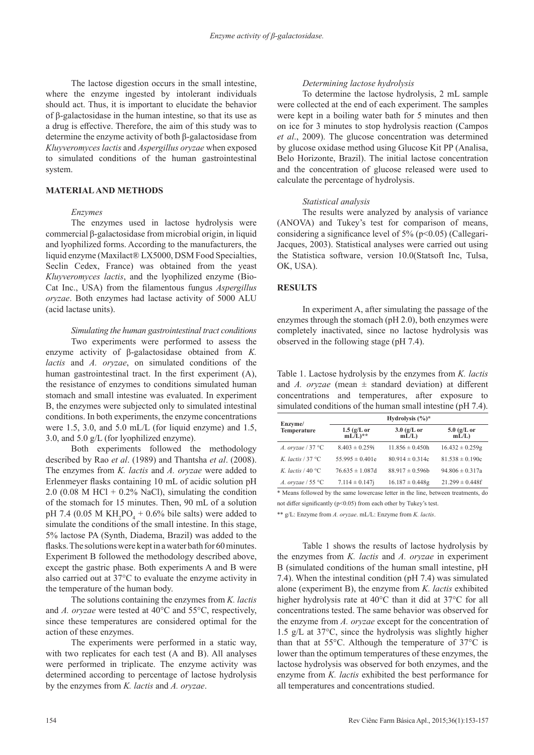The lactose digestion occurs in the small intestine, where the enzyme ingested by intolerant individuals should act. Thus, it is important to elucidate the behavior of β-galactosidase in the human intestine, so that its use as a drug is effective. Therefore, the aim of this study was to determine the enzyme activity of both β-galactosidase from *Kluyveromyces lactis* and *Aspergillus oryzae* when exposed to simulated conditions of the human gastrointestinal system.

## MATERIAL AND METHODS

### *Enzymes*

The enzymes used in lactose hydrolysis were commercial β-galactosidase from microbial origin, in liquid and lyophilized forms. According to the manufacturers, the liquid enzyme (Maxilact® LX5000, DSM Food Specialties, Seclin Cedex, France) was obtained from the yeast *Kluyveromyces lactis*, and the lyophilized enzyme (Bio-Cat Inc., USA) from the filamentous fungus *Aspergillus oryzae*. Both enzymes had lactase activity of 5000 ALU (acid lactase units).

### *Simulating the human gastrointestinal tract conditions*

Two experiments were performed to assess the enzyme activity of β-galactosidase obtained from *K. lactis* and *A. oryzae*, on simulated conditions of the human gastrointestinal tract. In the first experiment (A), the resistance of enzymes to conditions simulated human stomach and small intestine was evaluated. In experiment B, the enzymes were subjected only to simulated intestinal conditions. In both experiments, the enzyme concentrations were 1.5, 3.0, and 5.0 mL/L (for liquid enzyme) and 1.5, 3.0, and 5.0 g/L (for lyophilized enzyme).

Both experiments followed the methodology described by Rao *et al*. (1989) and Thantsha *et al*. (2008). The enzymes from *K. lactis* and *A. oryzae* were added to Erlenmeyer flasks containing 10 mL of acidic solution pH 2.0 (0.08 M HCl + 0.2% NaCl), simulating the condition of the stomach for 15 minutes. Then, 90 mL of a solution pH 7.4 (0.05 M $KH_2PO_4$ + 0.6% bile salts) were added to simulate the conditions of the small intestine. In this stage, 5% lactose PA (Synth, Diadema, Brazil) was added to the flasks. The solutions were kept in a water bath for 60 minutes. Experiment B followed the methodology described above, except the gastric phase. Both experiments A and B were also carried out at 37°C to evaluate the enzyme activity in the temperature of the human body.

The solutions containing the enzymes from *K. lactis* and *A. oryzae* were tested at 40°C and 55°C, respectively, since these temperatures are considered optimal for the action of these enzymes.

The experiments were performed in a static way, with two replicates for each test (A and B). All analyses were performed in triplicate. The enzyme activity was determined according to percentage of lactose hydrolysis by the enzymes from *K. lactis* and *A. oryzae*.

### *Determining lactose hydrolysis*

To determine the lactose hydrolysis, 2 mL sample were collected at the end of each experiment. The samples were kept in a boiling water bath for 5 minutes and then on ice for 3 minutes to stop hydrolysis reaction (Campos *et al*., 2009). The glucose concentration was determined by glucose oxidase method using Glucose Kit PP (Analisa, Belo Horizonte, Brazil). The initial lactose concentration and the concentration of glucose released were used to calculate the percentage of hydrolysis.

### *Statistical analysis*

The results were analyzed by analysis of variance (ANOVA) and Tukey's test for comparison of means, considering a significance level of 5% ($p<0.05$) (Callegari-Jacques, 2003). Statistical analyses were carried out using the Statistica software, version 10.0(Statsoft Inc, Tulsa, OK, USA).

## RESULTS

In experiment A, after simulating the passage of the enzymes through the stomach (pH 2.0), both enzymes were completely inactivated, since no lactose hydrolysis was observed in the following stage (pH 7.4).

Table 1. Lactose hydrolysis by the enzymes from *K. lactis* and *A. oryzae* (mean ± standard deviation) at different concentrations and temperatures, after exposure to simulated conditions of the human small intestine (pH 7.4).

| Enzyme/ Temperature | Hydrolysis (%)* | | |
|---|---|---|---|
| | **1.5 (g/L or mL/L)\*\*** | **3.0 (g/L or mL/L)** | **5.0 (g/L or mL/L)** |
| *A. oryzae* / 37 °C | 8.403 ± 0.259i | 11.856 ± 0.450h | 16.432 ± 0.259g |
| *K. lactis* / 37 °C | 55.995 ± 0.401e | 80.914 ± 0.314c | 81.538 ± 0.190c |
| *K. lactis* / 40 °C | 76.635 ± 1.087d | 88.917 ± 0.596b | 94.806 ± 0.317a |
| *A. oryzae* / 55 °C | 7.114 ± 0.147j | 16.187 ± 0.448g | 21.299 ± 0.448f |

\* Means followed by the same lowercase letter in the line, between treatments, do not differ significantly ($p<0.05$) from each other by Tukey's test.

\*\* g/L: Enzyme from *A. oryzae*. mL/L: Enzyme from *K. lactis*.

Table 1 shows the results of lactose hydrolysis by the enzymes from *K. lactis* and *A. oryzae* in experiment B (simulated conditions of the human small intestine, pH 7.4). When the intestinal condition (pH 7.4) was simulated alone (experiment B), the enzyme from *K. lactis* exhibited higher hydrolysis rate at 40°C than it did at 37°C for all concentrations tested. The same behavior was observed for the enzyme from *A. oryzae* except for the concentration of 1.5 g/L at 37°C, since the hydrolysis was slightly higher than that at 55°C. Although the temperature of 37°C is lower than the optimum temperatures of these enzymes, the lactose hydrolysis was observed for both enzymes, and the enzyme from *K. lactis* exhibited the best performance for all temperatures and concentrations studied.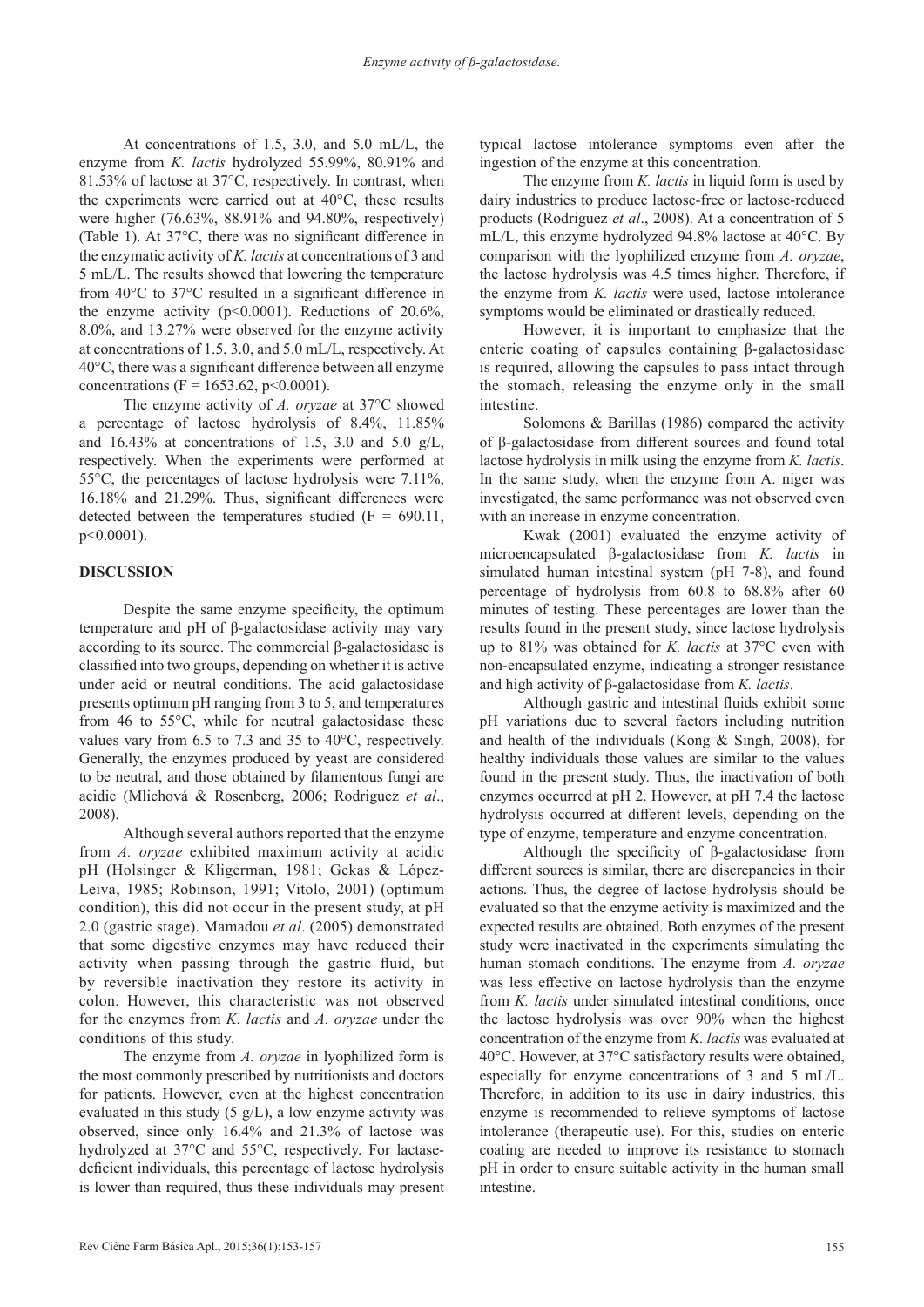At concentrations of 1.5, 3.0, and 5.0 mL/L, the enzyme from *K. lactis* hydrolyzed 55.99%, 80.91% and 81.53% of lactose at 37°C, respectively. In contrast, when the experiments were carried out at 40°C, these results were higher (76.63%, 88.91% and 94.80%, respectively) (Table 1). At 37°C, there was no significant difference in the enzymatic activity of *K. lactis* at concentrations of 3 and 5 mL/L. The results showed that lowering the temperature from 40°C to 37°C resulted in a significant difference in the enzyme activity ($p<0.0001$). Reductions of 20.6%, 8.0%, and 13.27% were observed for the enzyme activity at concentrations of 1.5, 3.0, and 5.0 mL/L, respectively. At 40°C, there was a significant difference between all enzyme concentrations ($F = 1653.62$, $p<0.0001$).

The enzyme activity of *A. oryzae* at 37°C showed a percentage of lactose hydrolysis of 8.4%, 11.85% and 16.43% at concentrations of 1.5, 3.0 and 5.0 g/L, respectively. When the experiments were performed at 55°C, the percentages of lactose hydrolysis were 7.11%, 16.18% and 21.29%. Thus, significant differences were detected between the temperatures studied ($F = 690.11$, $p<0.0001$).

## DISCUSSION

Despite the same enzyme specificity, the optimum temperature and pH of β-galactosidase activity may vary according to its source. The commercial β-galactosidase is classified into two groups, depending on whether it is active under acid or neutral conditions. The acid galactosidase presents optimum pH ranging from 3 to 5, and temperatures from 46 to 55°C, while for neutral galactosidase these values vary from 6.5 to 7.3 and 35 to 40°C, respectively. Generally, the enzymes produced by yeast are considered to be neutral, and those obtained by filamentous fungi are acidic (Mlichová & Rosenberg, 2006; Rodriguez *et al*., 2008).

Although several authors reported that the enzyme from *A. oryzae* exhibited maximum activity at acidic pH (Holsinger & Kligerman, 1981; Gekas & López-Leiva, 1985; Robinson, 1991; Vitolo, 2001) (optimum condition), this did not occur in the present study, at pH 2.0 (gastric stage). Mamadou *et al*. (2005) demonstrated that some digestive enzymes may have reduced their activity when passing through the gastric fluid, but by reversible inactivation they restore its activity in colon. However, this characteristic was not observed for the enzymes from *K. lactis* and *A. oryzae* under the conditions of this study.

The enzyme from *A. oryzae* in lyophilized form is the most commonly prescribed by nutritionists and doctors for patients. However, even at the highest concentration evaluated in this study (5 g/L), a low enzyme activity was observed, since only 16.4% and 21.3% of lactose was hydrolyzed at 37°C and 55°C, respectively. For lactase-deficient individuals, this percentage of lactose hydrolysis is lower than required, thus these individuals may present typical lactose intolerance symptoms even after the ingestion of the enzyme at this concentration.

The enzyme from *K. lactis* in liquid form is used by dairy industries to produce lactose-free or lactose-reduced products (Rodriguez *et al*., 2008). At a concentration of 5 mL/L, this enzyme hydrolyzed 94.8% lactose at 40°C. By comparison with the lyophilized enzyme from *A. oryzae*, the lactose hydrolysis was 4.5 times higher. Therefore, if the enzyme from *K. lactis* were used, lactose intolerance symptoms would be eliminated or drastically reduced.

However, it is important to emphasize that the enteric coating of capsules containing β-galactosidase is required, allowing the capsules to pass intact through the stomach, releasing the enzyme only in the small intestine.

Solomons & Barillas (1986) compared the activity of β-galactosidase from different sources and found total lactose hydrolysis in milk using the enzyme from *K. lactis*. In the same study, when the enzyme from A. niger was investigated, the same performance was not observed even with an increase in enzyme concentration.

Kwak (2001) evaluated the enzyme activity of microencapsulated β-galactosidase from *K. lactis* in simulated human intestinal system (pH 7-8), and found percentage of hydrolysis from 60.8 to 68.8% after 60 minutes of testing. These percentages are lower than the results found in the present study, since lactose hydrolysis up to 81% was obtained for *K. lactis* at 37°C even with non-encapsulated enzyme, indicating a stronger resistance and high activity of β-galactosidase from *K. lactis*.

Although gastric and intestinal fluids exhibit some pH variations due to several factors including nutrition and health of the individuals (Kong & Singh, 2008), for healthy individuals those values are similar to the values found in the present study. Thus, the inactivation of both enzymes occurred at pH 2. However, at pH 7.4 the lactose hydrolysis occurred at different levels, depending on the type of enzyme, temperature and enzyme concentration.

Although the specificity of β-galactosidase from different sources is similar, there are discrepancies in their actions. Thus, the degree of lactose hydrolysis should be evaluated so that the enzyme activity is maximized and the expected results are obtained. Both enzymes of the present study were inactivated in the experiments simulating the human stomach conditions. The enzyme from *A. oryzae* was less effective on lactose hydrolysis than the enzyme from *K. lactis* under simulated intestinal conditions, once the lactose hydrolysis was over 90% when the highest concentration of the enzyme from *K. lactis* was evaluated at 40°C. However, at 37°C satisfactory results were obtained, especially for enzyme concentrations of 3 and 5 mL/L. Therefore, in addition to its use in dairy industries, this enzyme is recommended to relieve symptoms of lactose intolerance (therapeutic use). For this, studies on enteric coating are needed to improve its resistance to stomach pH in order to ensure suitable activity in the human small intestine.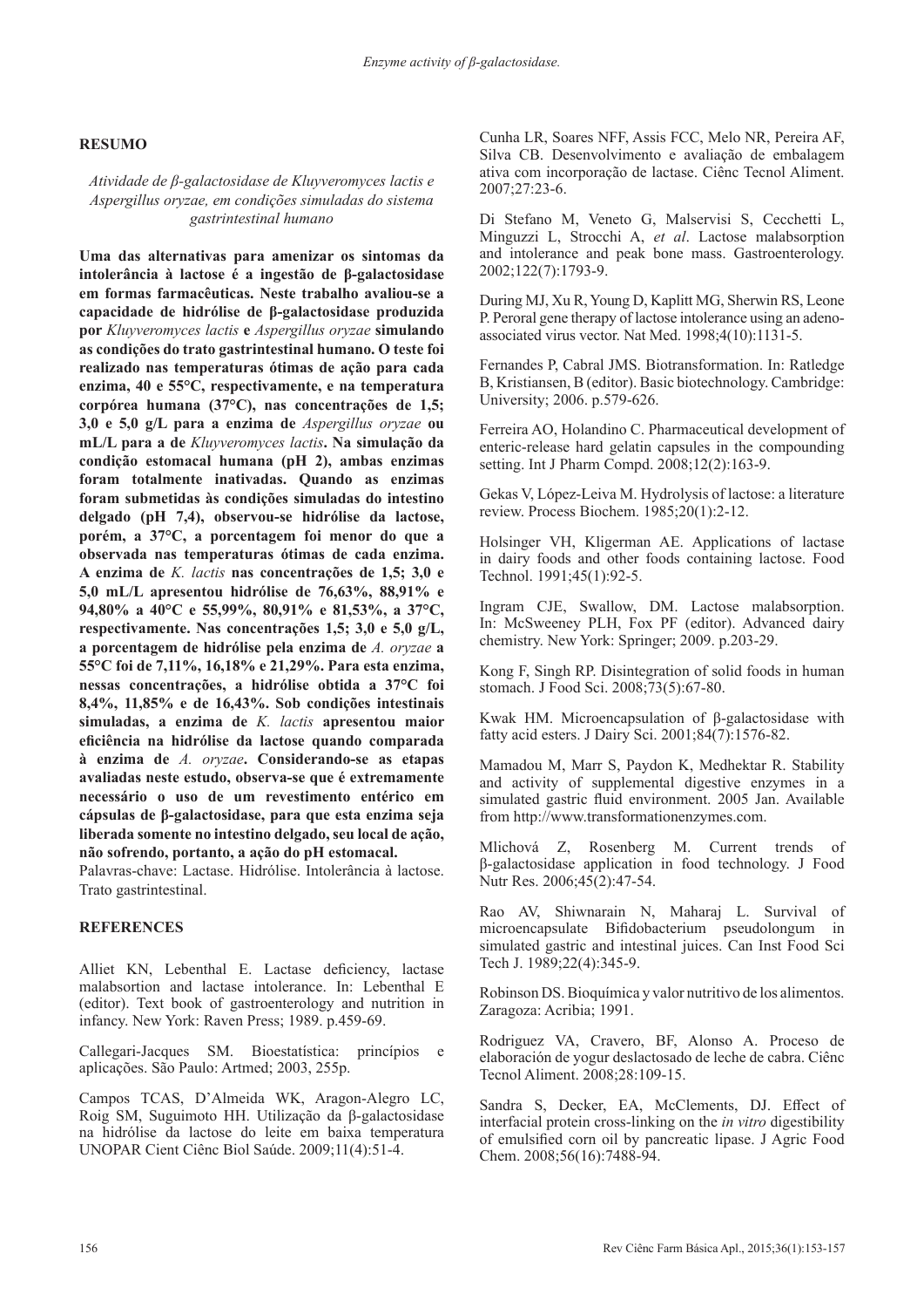## RESUMO

*Atividade de β-galactosidase de Kluyveromyces lactis e Aspergillus oryzae, em condições simuladas do sistema gastrintestinal humano*

**Uma das alternativas para amenizar os sintomas da intolerância à lactose é a ingestão de β-galactosidase em formas farmacêuticas. Neste trabalho avaliou-se a capacidade de hidrólise de β-galactosidase produzida por *Kluyveromyces lactis* e *Aspergillus oryzae* simulando as condições do trato gastrintestinal humano. O teste foi realizado nas temperaturas ótimas de ação para cada enzima, 40 e 55°C, respectivamente, e na temperatura corpórea humana (37°C), nas concentrações de 1,5; 3,0 e 5,0 g/L para a enzima de *Aspergillus oryzae* ou mL/L para a de *Kluyveromyces lactis*. Na simulação da condição estomacal humana (pH 2), ambas enzimas foram totalmente inativadas. Quando as enzimas foram submetidas às condições simuladas do intestino delgado (pH 7,4), observou-se hidrólise da lactose, porém, a 37°C, a porcentagem foi menor do que a observada nas temperaturas ótimas de cada enzima. A enzima de *K. lactis* nas concentrações de 1,5; 3,0 e 5,0 mL/L apresentou hidrólise de 76,63%, 88,91% e 94,80% a 40°C e 55,99%, 80,91% e 81,53%, a 37°C, respectivamente. Nas concentrações 1,5; 3,0 e 5,0 g/L, a porcentagem de hidrólise pela enzima de *A. oryzae* a 55°C foi de 7,11%, 16,18% e 21,29%. Para esta enzima, nessas concentrações, a hidrólise obtida a 37°C foi 8,4%, 11,85% e de 16,43%. Sob condições intestinais simuladas, a enzima de *K. lactis* apresentou maior eficiência na hidrólise da lactose quando comparada à enzima de *A. oryzae*. Considerando-se as etapas avaliadas neste estudo, observa-se que é extremamente necessário o uso de um revestimento entérico em cápsulas de β-galactosidase, para que esta enzima seja liberada somente no intestino delgado, seu local de ação, não sofrendo, portanto, a ação do pH estomacal.**

Palavras-chave: Lactase. Hidrólise. Intolerância à lactose. Trato gastrintestinal.

## REFERENCES

Alliet KN, Lebenthal E. Lactase deficiency, lactase malabsortion and lactase intolerance. In: Lebenthal E (editor). Text book of gastroenterology and nutrition in infancy. New York: Raven Press; 1989. p.459-69.

Callegari-Jacques SM. Bioestatística: princípios e aplicações. São Paulo: Artmed; 2003, 255p.

Campos TCAS, D'Almeida WK, Aragon-Alegro LC, Roig SM, Suguimoto HH. Utilização da β-galactosidase na hidrólise da lactose do leite em baixa temperatura UNOPAR Cient Ciênc Biol Saúde. 2009;11(4):51-4.

Cunha LR, Soares NFF, Assis FCC, Melo NR, Pereira AF, Silva CB. Desenvolvimento e avaliação de embalagem ativa com incorporação de lactase. Ciênc Tecnol Aliment. 2007;27:23-6.

Di Stefano M, Veneto G, Malservisi S, Cecchetti L, Minguzzi L, Strocchi A, *et al*. Lactose malabsorption and intolerance and peak bone mass. Gastroenterology. 2002;122(7):1793-9.

During MJ, Xu R, Young D, Kaplitt MG, Sherwin RS, Leone P. Peroral gene therapy of lactose intolerance using an adeno-associated virus vector. Nat Med. 1998;4(10):1131-5.

Fernandes P, Cabral JMS. Biotransformation. In: Ratledge B, Kristiansen, B (editor). Basic biotechnology. Cambridge: University; 2006. p.579-626.

Ferreira AO, Holandino C. Pharmaceutical development of enteric-release hard gelatin capsules in the compounding setting. Int J Pharm Compd. 2008;12(2):163-9.

Gekas V, López-Leiva M. Hydrolysis of lactose: a literature review. Process Biochem. 1985;20(1):2-12.

Holsinger VH, Kligerman AE. Applications of lactase in dairy foods and other foods containing lactose. Food Technol. 1991;45(1):92-5.

Ingram CJE, Swallow, DM. Lactose malabsorption. In: McSweeney PLH, Fox PF (editor). Advanced dairy chemistry. New York: Springer; 2009. p.203-29.

Kong F, Singh RP. Disintegration of solid foods in human stomach. J Food Sci. 2008;73(5):67-80.

Kwak HM. Microencapsulation of β-galactosidase with fatty acid esters. J Dairy Sci. 2001;84(7):1576-82.

Mamadou M, Marr S, Paydon K, Medhektar R. Stability and activity of supplemental digestive enzymes in a simulated gastric fluid environment. 2005 Jan. Available from http://www.transformationenzymes.com.

Mlichová Z, Rosenberg M. Current trends of β-galactosidase application in food technology. J Food Nutr Res. 2006;45(2):47-54.

Rao AV, Shiwnarain N, Maharaj L. Survival of microencapsulate Bifidobacterium pseudolongum in simulated gastric and intestinal juices. Can Inst Food Sci Tech J. 1989;22(4):345-9.

Robinson DS. Bioquímica y valor nutritivo de los alimentos. Zaragoza: Acribia; 1991.

Rodriguez VA, Cravero, BF, Alonso A. Proceso de elaboración de yogur deslactosado de leche de cabra. Ciênc Tecnol Aliment. 2008;28:109-15.

Sandra S, Decker, EA, McClements, DJ. Effect of interfacial protein cross-linking on the *in vitro* digestibility of emulsified corn oil by pancreatic lipase. J Agric Food Chem. 2008;56(16):7488-94.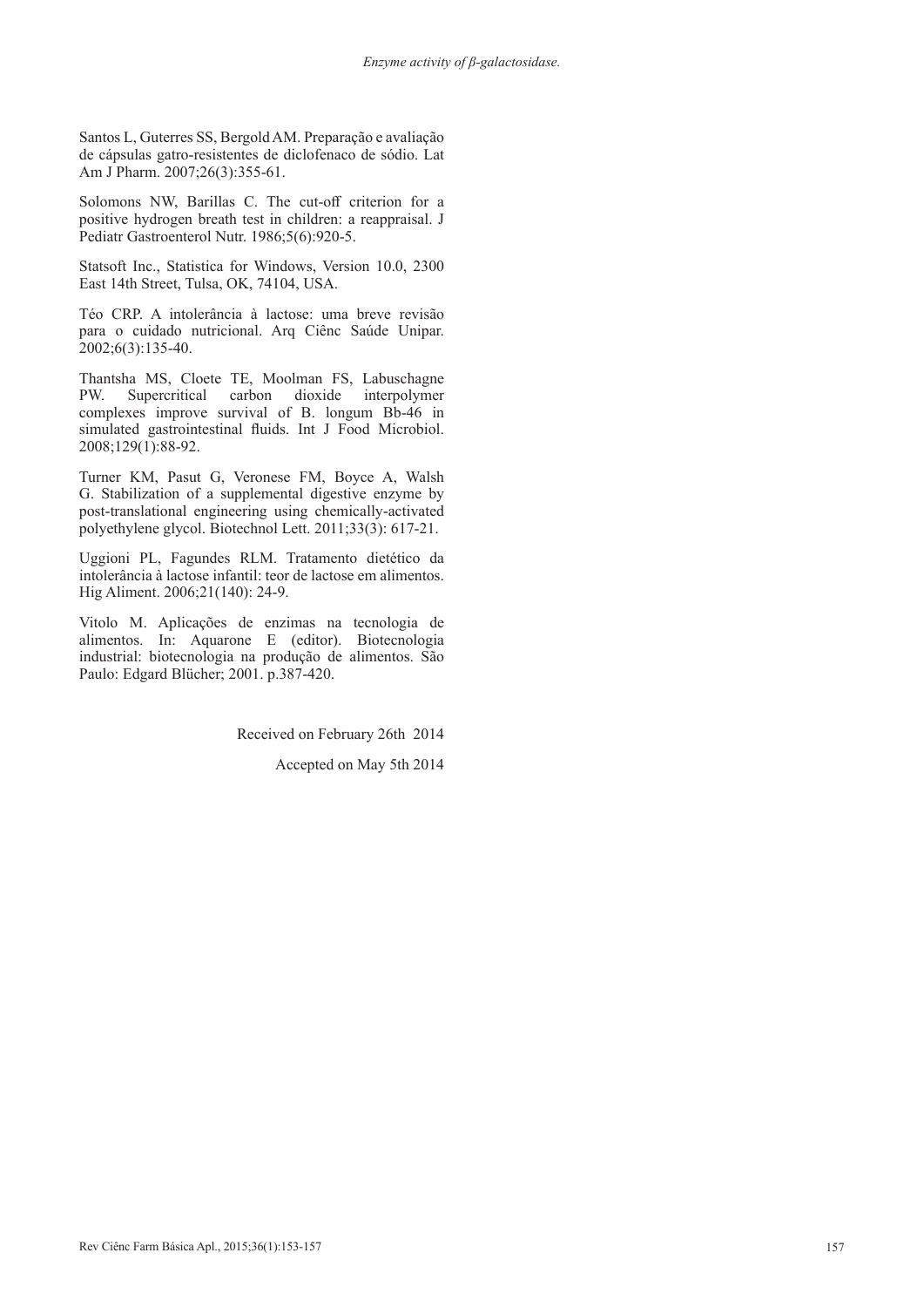Santos L, Guterres SS, Bergold AM. Preparação e avaliação de cápsulas gatro-resistentes de diclofenaco de sódio. Lat Am J Pharm. 2007;26(3):355-61.

Solomons NW, Barillas C. The cut-off criterion for a positive hydrogen breath test in children: a reappraisal. J Pediatr Gastroenterol Nutr. 1986;5(6):920-5.

Statsoft Inc., Statistica for Windows, Version 10.0, 2300 East 14th Street, Tulsa, OK, 74104, USA.

Téo CRP. A intolerância à lactose: uma breve revisão para o cuidado nutricional. Arq Ciênc Saúde Unipar. 2002;6(3):135-40.

Thantsha MS, Cloete TE, Moolman FS, Labuschagne PW. Supercritical carbon dioxide interpolymer complexes improve survival of B. longum Bb-46 in simulated gastrointestinal fluids. Int J Food Microbiol. 2008;129(1):88-92.

Turner KM, Pasut G, Veronese FM, Boyce A, Walsh G. Stabilization of a supplemental digestive enzyme by post-translational engineering using chemically-activated polyethylene glycol. Biotechnol Lett. 2011;33(3): 617-21.

Uggioni PL, Fagundes RLM. Tratamento dietético da intolerância à lactose infantil: teor de lactose em alimentos. Hig Aliment. 2006;21(140): 24-9.

Vitolo M. Aplicações de enzimas na tecnologia de alimentos. In: Aquarone E (editor). Biotecnologia industrial: biotecnologia na produção de alimentos. São Paulo: Edgard Blücher; 2001. p.387-420.

Received on February 26th 2014

Accepted on May 5th 2014